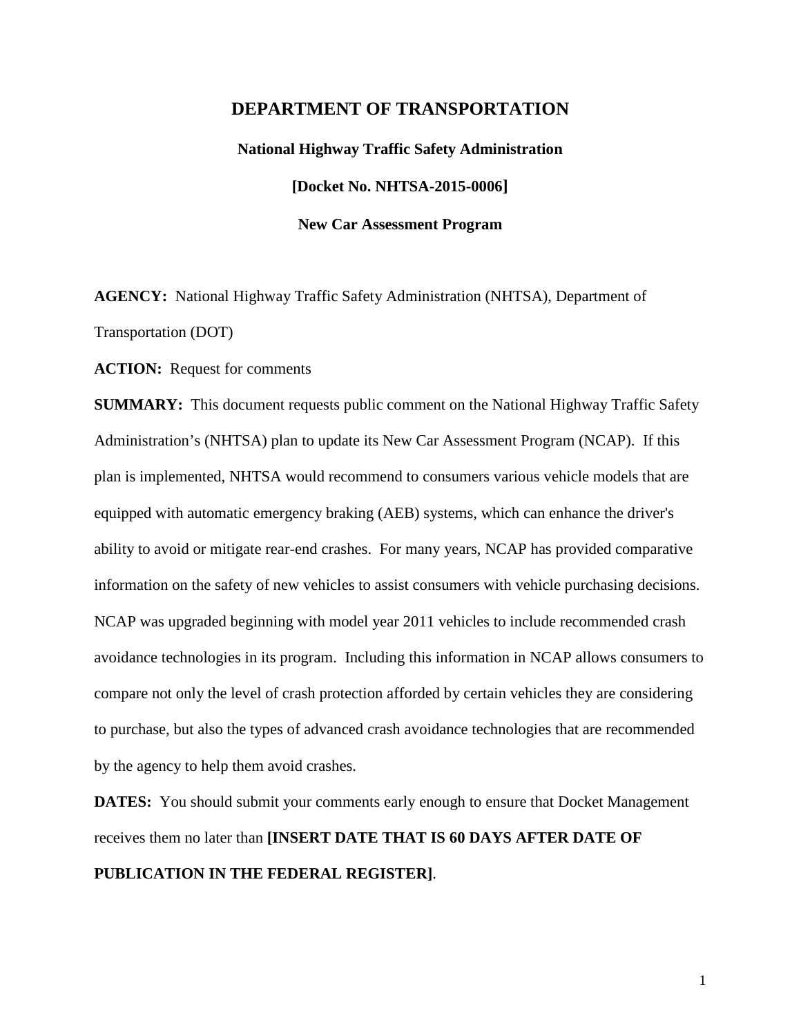# DEPARTMENT OF TRANSPORTATION

## National Highway Traffic Safety Administration

## [Docket No. NHTSA-2015-0006]

## New Car Assessment Program

**AGENCY:** National Highway Traffic Safety Administration (NHTSA), Department of Transportation (DOT)

**ACTION:** Request for comments

**SUMMARY:** This document requests public comment on the National Highway Traffic Safety Administration's (NHTSA) plan to update its New Car Assessment Program (NCAP). If this plan is implemented, NHTSA would recommend to consumers various vehicle models that are equipped with automatic emergency braking (AEB) systems, which can enhance the driver's ability to avoid or mitigate rear-end crashes. For many years, NCAP has provided comparative information on the safety of new vehicles to assist consumers with vehicle purchasing decisions. NCAP was upgraded beginning with model year 2011 vehicles to include recommended crash avoidance technologies in its program. Including this information in NCAP allows consumers to compare not only the level of crash protection afforded by certain vehicles they are considering to purchase, but also the types of advanced crash avoidance technologies that are recommended by the agency to help them avoid crashes.

**DATES:** You should submit your comments early enough to ensure that Docket Management receives them no later than **[INSERT DATE THAT IS 60 DAYS AFTER DATE OF PUBLICATION IN THE FEDERAL REGISTER]**.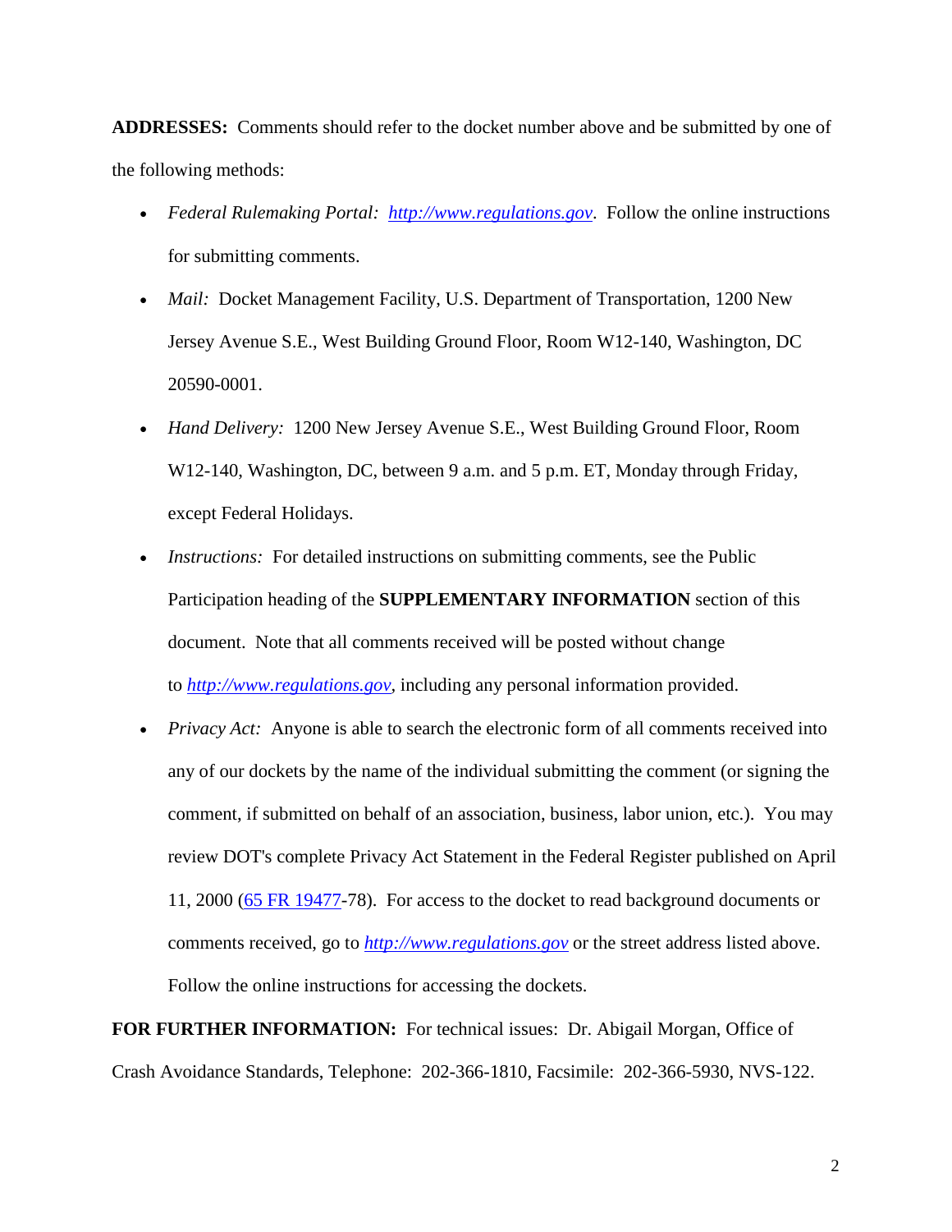**ADDRESSES:** Comments should refer to the docket number above and be submitted by one of the following methods:

- *Federal Rulemaking Portal:* *http://www.regulations.gov*. Follow the online instructions for submitting comments.
- *Mail:* Docket Management Facility, U.S. Department of Transportation, 1200 New Jersey Avenue S.E., West Building Ground Floor, Room W12-140, Washington, DC 20590-0001.
- *Hand Delivery:* 1200 New Jersey Avenue S.E., West Building Ground Floor, Room W12-140, Washington, DC, between 9 a.m. and 5 p.m. ET, Monday through Friday, except Federal Holidays.
- *Instructions:* For detailed instructions on submitting comments, see the Public Participation heading of the **SUPPLEMENTARY INFORMATION** section of this document. Note that all comments received will be posted without change to *http://www.regulations.gov*, including any personal information provided.
- *Privacy Act:* Anyone is able to search the electronic form of all comments received into any of our dockets by the name of the individual submitting the comment (or signing the comment, if submitted on behalf of an association, business, labor union, etc.). You may review DOT's complete Privacy Act Statement in the Federal Register published on April 11, 2000 (65 FR 19477-78). For access to the docket to read background documents or comments received, go to *http://www.regulations.gov* or the street address listed above. Follow the online instructions for accessing the dockets.

**FOR FURTHER INFORMATION:** For technical issues: Dr. Abigail Morgan, Office of Crash Avoidance Standards, Telephone: 202-366-1810, Facsimile: 202-366-5930, NVS-122.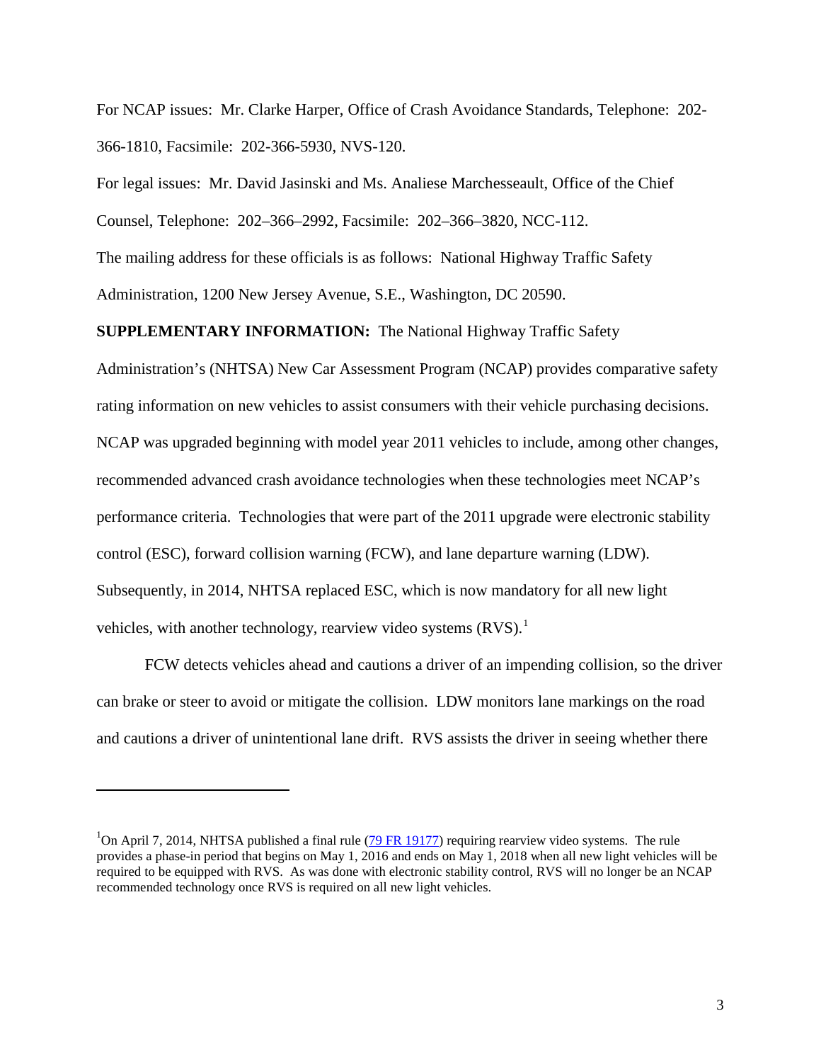For NCAP issues: Mr. Clarke Harper, Office of Crash Avoidance Standards, Telephone: 202-366-1810, Facsimile: 202-366-5930, NVS-120.

For legal issues: Mr. David Jasinski and Ms. Analiese Marchesseault, Office of the Chief Counsel, Telephone: 202–366–2992, Facsimile: 202–366–3820, NCC-112.

The mailing address for these officials is as follows: National Highway Traffic Safety Administration, 1200 New Jersey Avenue, S.E., Washington, DC 20590.

**SUPPLEMENTARY INFORMATION:** The National Highway Traffic Safety Administration's (NHTSA) New Car Assessment Program (NCAP) provides comparative safety rating information on new vehicles to assist consumers with their vehicle purchasing decisions. NCAP was upgraded beginning with model year 2011 vehicles to include, among other changes, recommended advanced crash avoidance technologies when these technologies meet NCAP's performance criteria. Technologies that were part of the 2011 upgrade were electronic stability control (ESC), forward collision warning (FCW), and lane departure warning (LDW). Subsequently, in 2014, NHTSA replaced ESC, which is now mandatory for all new light vehicles, with another technology, rearview video systems (RVS).[1]

FCW detects vehicles ahead and cautions a driver of an impending collision, so the driver can brake or steer to avoid or mitigate the collision. LDW monitors lane markings on the road and cautions a driver of unintentional lane drift. RVS assists the driver in seeing whether there

---

[1]On April 7, 2014, NHTSA published a final rule (79 FR 19177) requiring rearview video systems. The rule provides a phase-in period that begins on May 1, 2016 and ends on May 1, 2018 when all new light vehicles will be required to be equipped with RVS. As was done with electronic stability control, RVS will no longer be an NCAP recommended technology once RVS is required on all new light vehicles.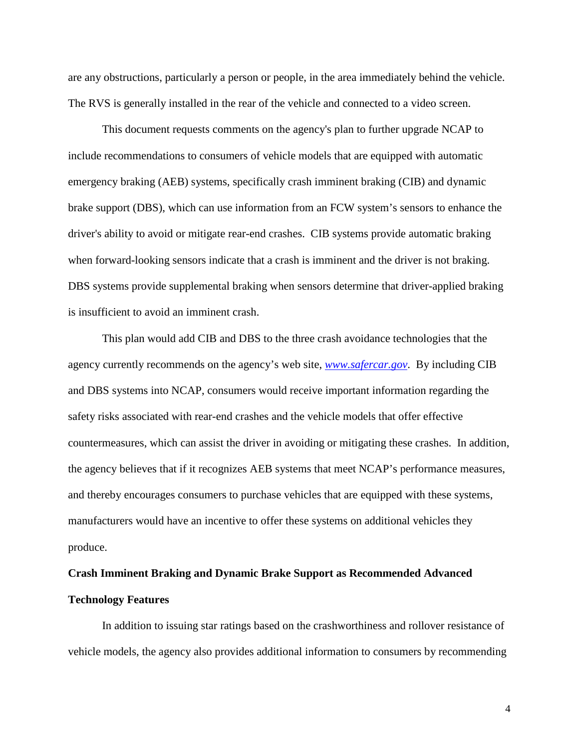are any obstructions, particularly a person or people, in the area immediately behind the vehicle. The RVS is generally installed in the rear of the vehicle and connected to a video screen.

This document requests comments on the agency's plan to further upgrade NCAP to include recommendations to consumers of vehicle models that are equipped with automatic emergency braking (AEB) systems, specifically crash imminent braking (CIB) and dynamic brake support (DBS), which can use information from an FCW system's sensors to enhance the driver's ability to avoid or mitigate rear-end crashes. CIB systems provide automatic braking when forward-looking sensors indicate that a crash is imminent and the driver is not braking. DBS systems provide supplemental braking when sensors determine that driver-applied braking is insufficient to avoid an imminent crash.

This plan would add CIB and DBS to the three crash avoidance technologies that the agency currently recommends on the agency's web site, *www.safercar.gov*. By including CIB and DBS systems into NCAP, consumers would receive important information regarding the safety risks associated with rear-end crashes and the vehicle models that offer effective countermeasures, which can assist the driver in avoiding or mitigating these crashes. In addition, the agency believes that if it recognizes AEB systems that meet NCAP's performance measures, and thereby encourages consumers to purchase vehicles that are equipped with these systems, manufacturers would have an incentive to offer these systems on additional vehicles they produce.

**Crash Imminent Braking and Dynamic Brake Support as Recommended Advanced Technology Features**

In addition to issuing star ratings based on the crashworthiness and rollover resistance of vehicle models, the agency also provides additional information to consumers by recommending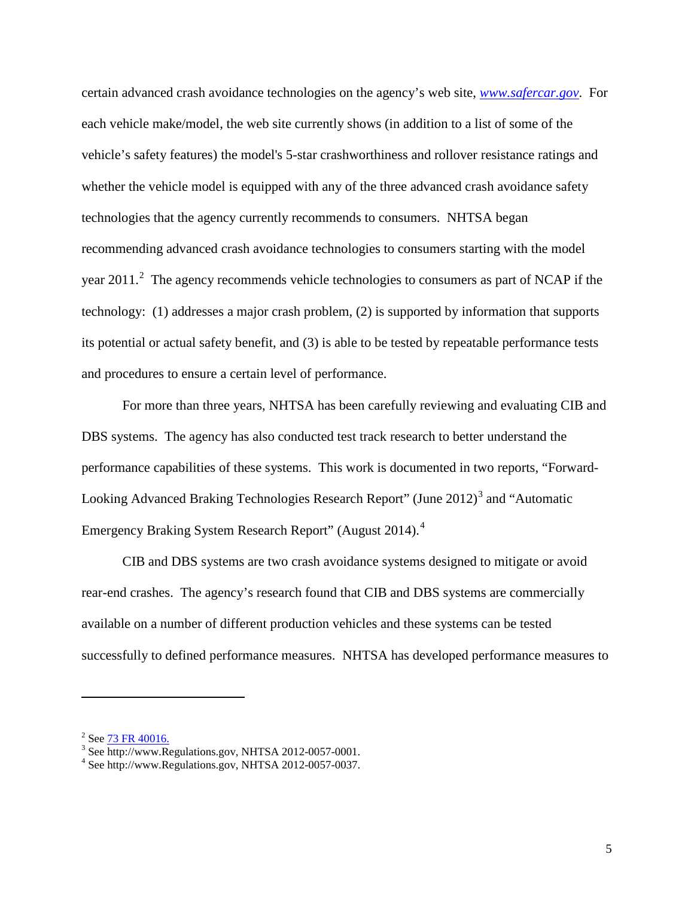certain advanced crash avoidance technologies on the agency's web site, *www.safercar.gov*. For each vehicle make/model, the web site currently shows (in addition to a list of some of the vehicle's safety features) the model's 5-star crashworthiness and rollover resistance ratings and whether the vehicle model is equipped with any of the three advanced crash avoidance safety technologies that the agency currently recommends to consumers. NHTSA began recommending advanced crash avoidance technologies to consumers starting with the model year 2011.[2] The agency recommends vehicle technologies to consumers as part of NCAP if the technology: (1) addresses a major crash problem, (2) is supported by information that supports its potential or actual safety benefit, and (3) is able to be tested by repeatable performance tests and procedures to ensure a certain level of performance.

For more than three years, NHTSA has been carefully reviewing and evaluating CIB and DBS systems. The agency has also conducted test track research to better understand the performance capabilities of these systems. This work is documented in two reports, "Forward-Looking Advanced Braking Technologies Research Report" (June 2012)[3] and "Automatic Emergency Braking System Research Report" (August 2014).[4]

CIB and DBS systems are two crash avoidance systems designed to mitigate or avoid rear-end crashes. The agency's research found that CIB and DBS systems are commercially available on a number of different production vehicles and these systems can be tested successfully to defined performance measures. NHTSA has developed performance measures to

---

[2] See 73 FR 40016.

[3] See http://www.Regulations.gov, NHTSA 2012-0057-0001.

[4] See http://www.Regulations.gov, NHTSA 2012-0057-0037.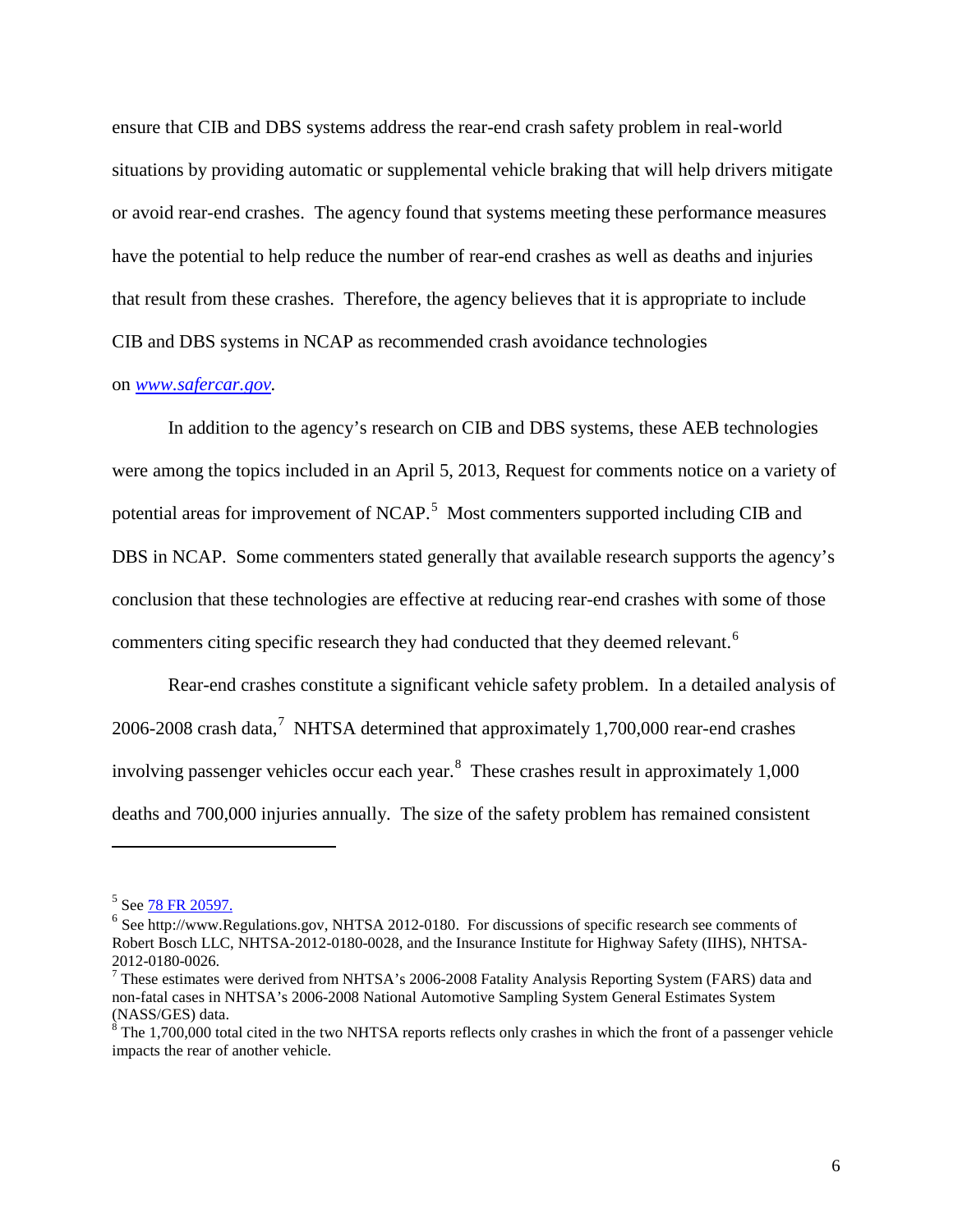ensure that CIB and DBS systems address the rear-end crash safety problem in real-world situations by providing automatic or supplemental vehicle braking that will help drivers mitigate or avoid rear-end crashes. The agency found that systems meeting these performance measures have the potential to help reduce the number of rear-end crashes as well as deaths and injuries that result from these crashes. Therefore, the agency believes that it is appropriate to include CIB and DBS systems in NCAP as recommended crash avoidance technologies on *www.safercar.gov*.

In addition to the agency's research on CIB and DBS systems, these AEB technologies were among the topics included in an April 5, 2013, Request for comments notice on a variety of potential areas for improvement of NCAP.[5] Most commenters supported including CIB and DBS in NCAP. Some commenters stated generally that available research supports the agency's conclusion that these technologies are effective at reducing rear-end crashes with some of those commenters citing specific research they had conducted that they deemed relevant.[6]

Rear-end crashes constitute a significant vehicle safety problem. In a detailed analysis of 2006-2008 crash data,[7] NHTSA determined that approximately 1,700,000 rear-end crashes involving passenger vehicles occur each year.[8] These crashes result in approximately 1,000 deaths and 700,000 injuries annually. The size of the safety problem has remained consistent

---

[5] See 78 FR 20597.

[6] See http://www.Regulations.gov, NHTSA 2012-0180. For discussions of specific research see comments of Robert Bosch LLC, NHTSA-2012-0180-0028, and the Insurance Institute for Highway Safety (IIHS), NHTSA-2012-0180-0026.

[7] These estimates were derived from NHTSA's 2006-2008 Fatality Analysis Reporting System (FARS) data and non-fatal cases in NHTSA's 2006-2008 National Automotive Sampling System General Estimates System (NASS/GES) data.

[8] The 1,700,000 total cited in the two NHTSA reports reflects only crashes in which the front of a passenger vehicle impacts the rear of another vehicle.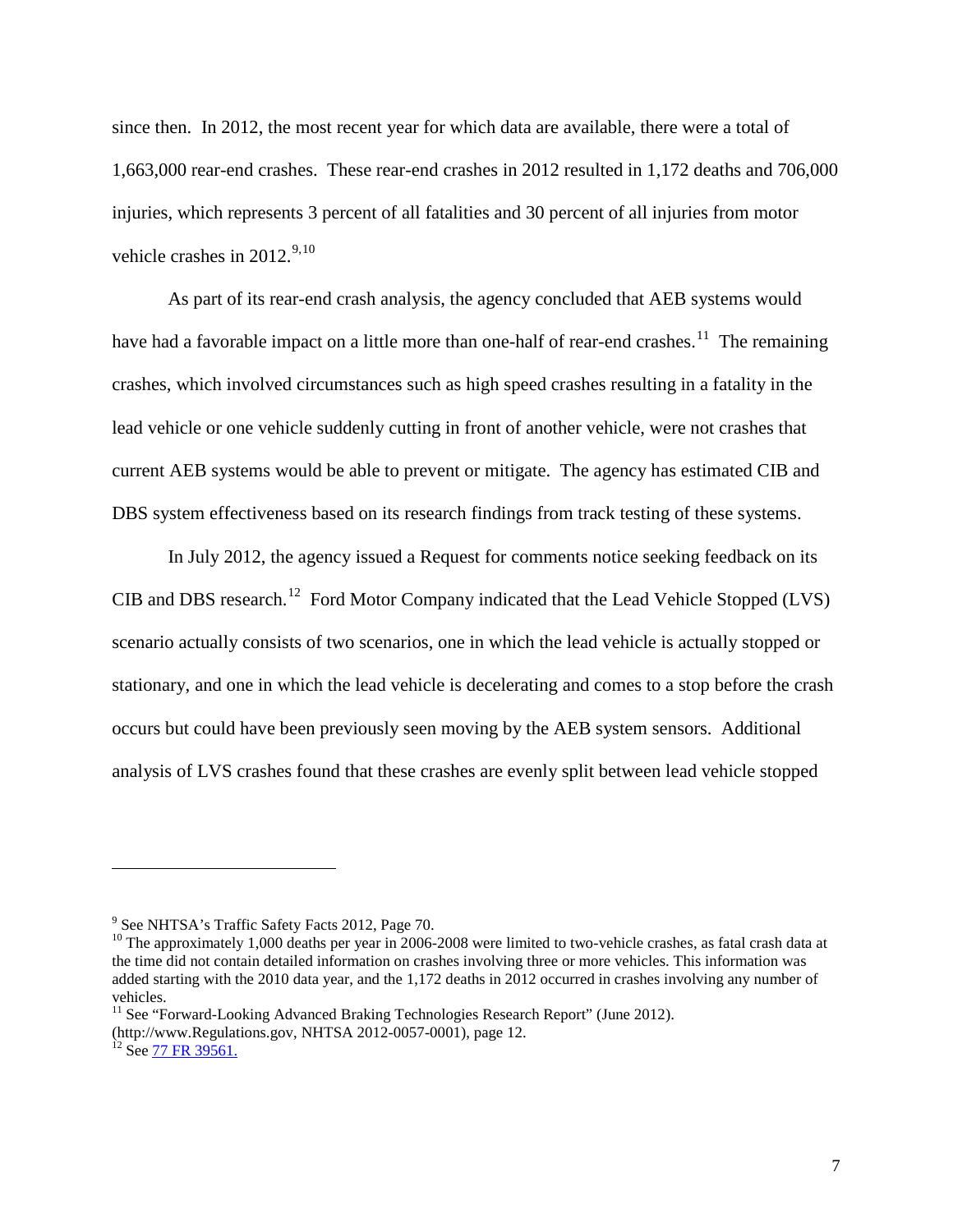since then. In 2012, the most recent year for which data are available, there were a total of 1,663,000 rear-end crashes. These rear-end crashes in 2012 resulted in 1,172 deaths and 706,000 injuries, which represents 3 percent of all fatalities and 30 percent of all injuries from motor vehicle crashes in 2012.[9,10]

As part of its rear-end crash analysis, the agency concluded that AEB systems would have had a favorable impact on a little more than one-half of rear-end crashes.[11] The remaining crashes, which involved circumstances such as high speed crashes resulting in a fatality in the lead vehicle or one vehicle suddenly cutting in front of another vehicle, were not crashes that current AEB systems would be able to prevent or mitigate. The agency has estimated CIB and DBS system effectiveness based on its research findings from track testing of these systems.

In July 2012, the agency issued a Request for comments notice seeking feedback on its CIB and DBS research.[12] Ford Motor Company indicated that the Lead Vehicle Stopped (LVS) scenario actually consists of two scenarios, one in which the lead vehicle is actually stopped or stationary, and one in which the lead vehicle is decelerating and comes to a stop before the crash occurs but could have been previously seen moving by the AEB system sensors. Additional analysis of LVS crashes found that these crashes are evenly split between lead vehicle stopped

---

[9] See NHTSA's Traffic Safety Facts 2012, Page 70.

[10] The approximately 1,000 deaths per year in 2006-2008 were limited to two-vehicle crashes, as fatal crash data at the time did not contain detailed information on crashes involving three or more vehicles. This information was added starting with the 2010 data year, and the 1,172 deaths in 2012 occurred in crashes involving any number of vehicles.

[11] See "Forward-Looking Advanced Braking Technologies Research Report" (June 2012). (http://www.Regulations.gov, NHTSA 2012-0057-0001), page 12.

[12] See 77 FR 39561.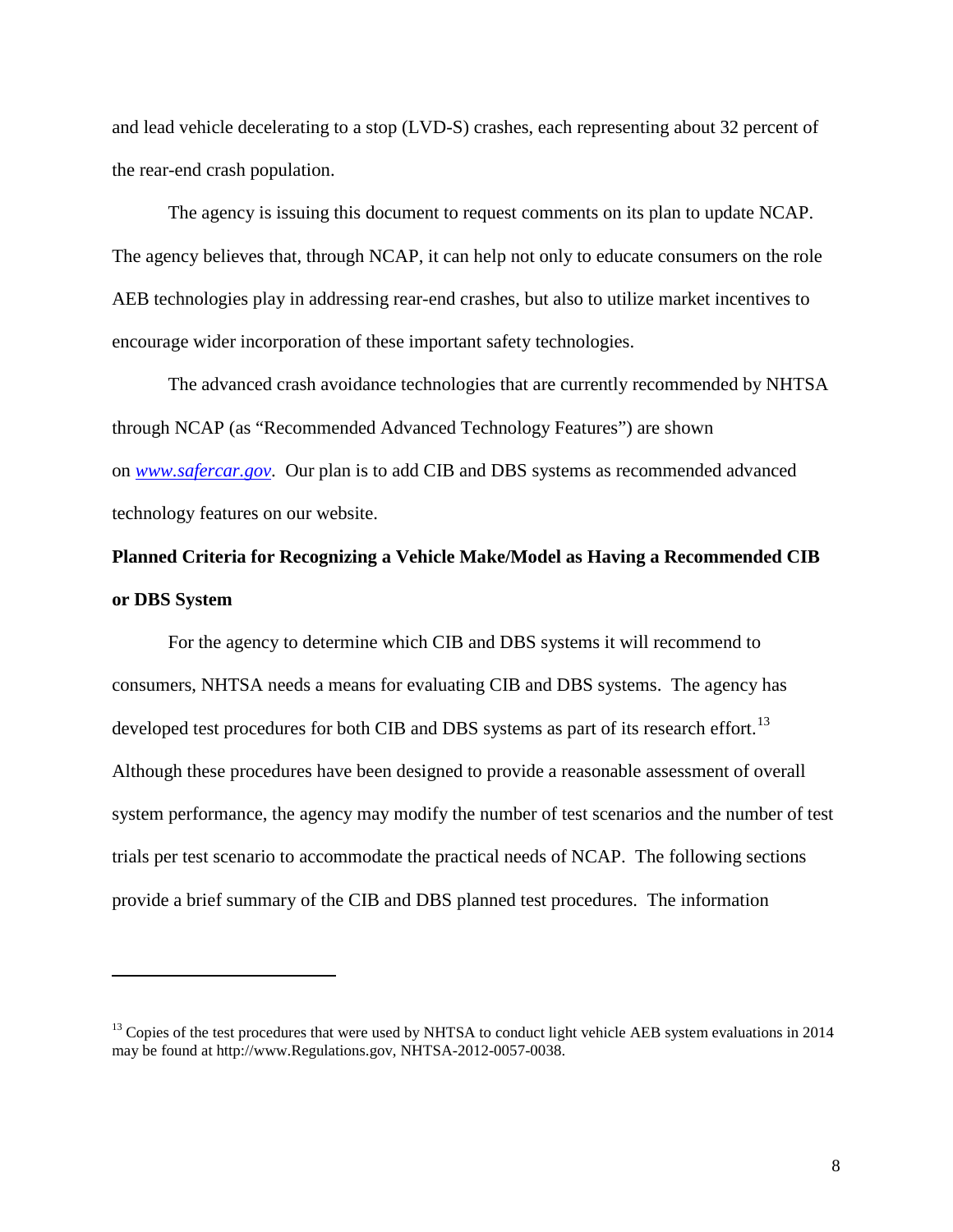and lead vehicle decelerating to a stop (LVD-S) crashes, each representing about 32 percent of the rear-end crash population.

The agency is issuing this document to request comments on its plan to update NCAP. The agency believes that, through NCAP, it can help not only to educate consumers on the role AEB technologies play in addressing rear-end crashes, but also to utilize market incentives to encourage wider incorporation of these important safety technologies.

The advanced crash avoidance technologies that are currently recommended by NHTSA through NCAP (as "Recommended Advanced Technology Features") are shown on *[www.safercar.gov](http://www.safercar.gov)*. Our plan is to add CIB and DBS systems as recommended advanced technology features on our website.

**Planned Criteria for Recognizing a Vehicle Make/Model as Having a Recommended CIB or DBS System**

For the agency to determine which CIB and DBS systems it will recommend to consumers, NHTSA needs a means for evaluating CIB and DBS systems. The agency has developed test procedures for both CIB and DBS systems as part of its research effort.[13] Although these procedures have been designed to provide a reasonable assessment of overall system performance, the agency may modify the number of test scenarios and the number of test trials per test scenario to accommodate the practical needs of NCAP. The following sections provide a brief summary of the CIB and DBS planned test procedures. The information

---

[13] Copies of the test procedures that were used by NHTSA to conduct light vehicle AEB system evaluations in 2014 may be found at http://www.Regulations.gov, NHTSA-2012-0057-0038.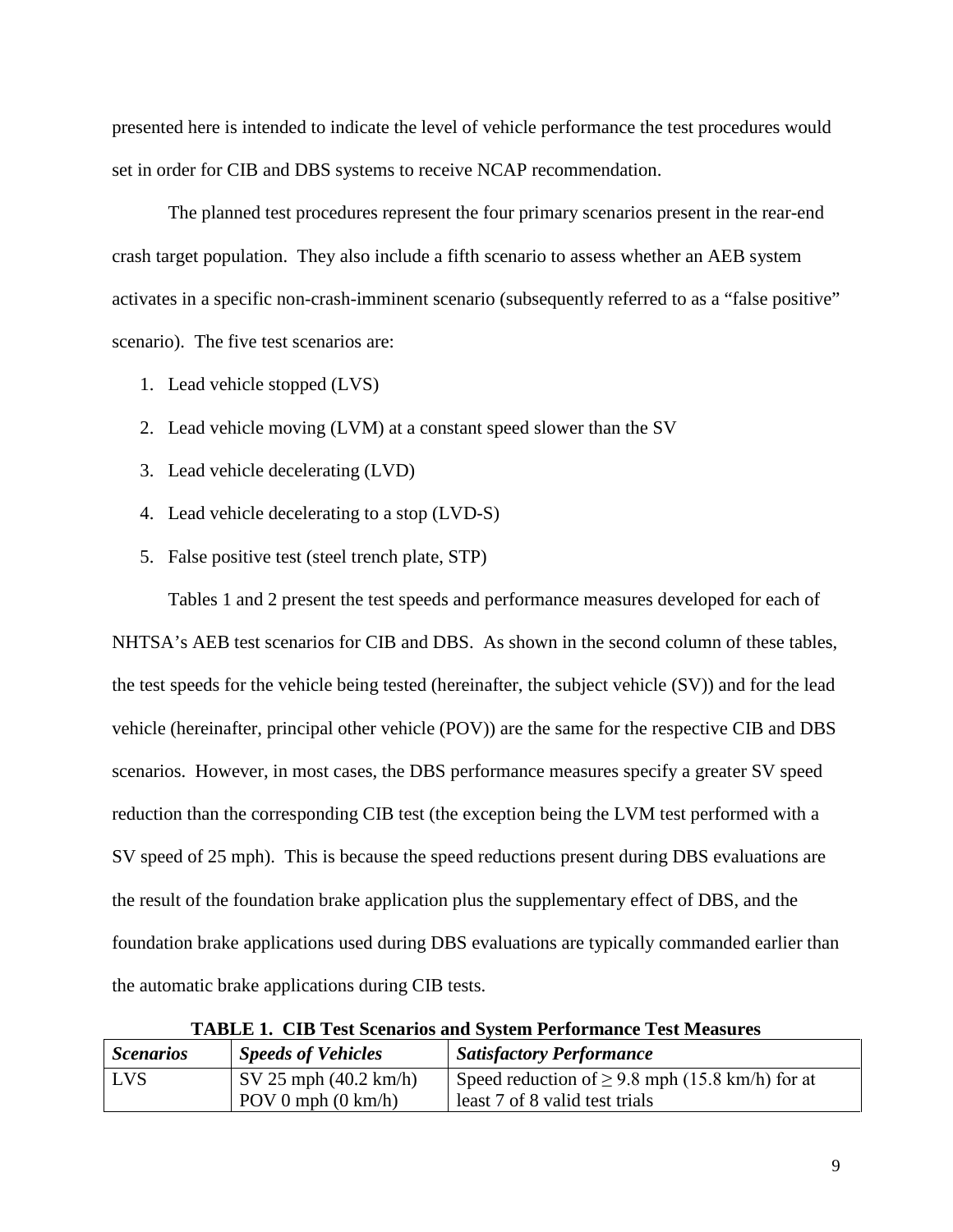presented here is intended to indicate the level of vehicle performance the test procedures would set in order for CIB and DBS systems to receive NCAP recommendation.

The planned test procedures represent the four primary scenarios present in the rear-end crash target population. They also include a fifth scenario to assess whether an AEB system activates in a specific non-crash-imminent scenario (subsequently referred to as a "false positive" scenario). The five test scenarios are:

1. Lead vehicle stopped (LVS)
2. Lead vehicle moving (LVM) at a constant speed slower than the SV
3. Lead vehicle decelerating (LVD)
4. Lead vehicle decelerating to a stop (LVD-S)
5. False positive test (steel trench plate, STP)

Tables 1 and 2 present the test speeds and performance measures developed for each of NHTSA's AEB test scenarios for CIB and DBS. As shown in the second column of these tables, the test speeds for the vehicle being tested (hereinafter, the subject vehicle (SV)) and for the lead vehicle (hereinafter, principal other vehicle (POV)) are the same for the respective CIB and DBS scenarios. However, in most cases, the DBS performance measures specify a greater SV speed reduction than the corresponding CIB test (the exception being the LVM test performed with a SV speed of 25 mph). This is because the speed reductions present during DBS evaluations are the result of the foundation brake application plus the supplementary effect of DBS, and the foundation brake applications used during DBS evaluations are typically commanded earlier than the automatic brake applications during CIB tests.

**TABLE 1. CIB Test Scenarios and System Performance Test Measures**

| ***Scenarios*** | ***Speeds of Vehicles*** | ***Satisfactory Performance*** |
|---|---|---|
| LVS | SV 25 mph (40.2 km/h)<br>POV 0 mph (0 km/h) | Speed reduction of ≥ 9.8 mph (15.8 km/h) for at least 7 of 8 valid test trials |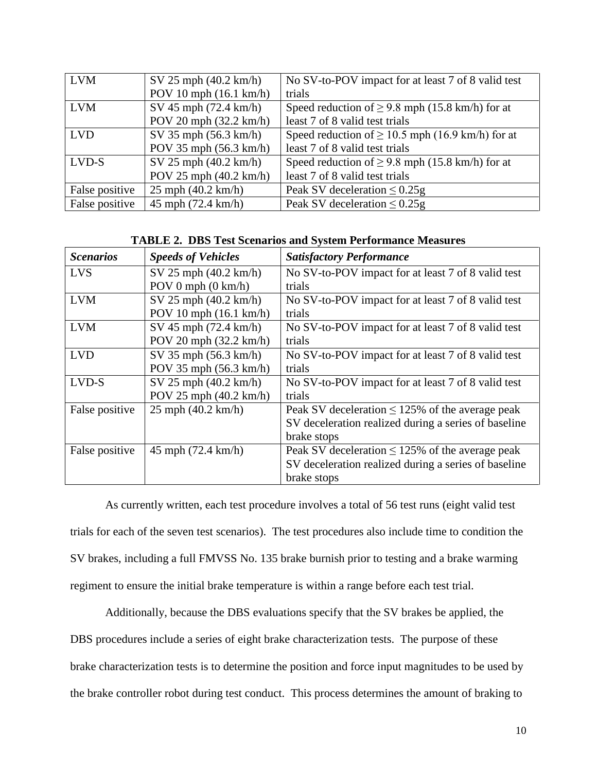| LVM | SV 25 mph (40.2 km/h)<br>POV 10 mph (16.1 km/h) | No SV-to-POV impact for at least 7 of 8 valid test trials |
|---|---|---|
| LVM | SV 45 mph (72.4 km/h)<br>POV 20 mph (32.2 km/h) | Speed reduction of ≥ 9.8 mph (15.8 km/h) for at least 7 of 8 valid test trials |
| LVD | SV 35 mph (56.3 km/h)<br>POV 35 mph (56.3 km/h) | Speed reduction of ≥ 10.5 mph (16.9 km/h) for at least 7 of 8 valid test trials |
| LVD-S | SV 25 mph (40.2 km/h)<br>POV 25 mph (40.2 km/h) | Speed reduction of ≥ 9.8 mph (15.8 km/h) for at least 7 of 8 valid test trials |
| False positive | 25 mph (40.2 km/h) | Peak SV deceleration ≤ 0.25g |
| False positive | 45 mph (72.4 km/h) | Peak SV deceleration ≤ 0.25g |

**TABLE 2. DBS Test Scenarios and System Performance Measures**

| ***Scenarios*** | ***Speeds of Vehicles*** | ***Satisfactory Performance*** |
|---|---|---|
| LVS | SV 25 mph (40.2 km/h)<br>POV 0 mph (0 km/h) | No SV-to-POV impact for at least 7 of 8 valid test trials |
| LVM | SV 25 mph (40.2 km/h)<br>POV 10 mph (16.1 km/h) | No SV-to-POV impact for at least 7 of 8 valid test trials |
| LVM | SV 45 mph (72.4 km/h)<br>POV 20 mph (32.2 km/h) | No SV-to-POV impact for at least 7 of 8 valid test trials |
| LVD | SV 35 mph (56.3 km/h)<br>POV 35 mph (56.3 km/h) | No SV-to-POV impact for at least 7 of 8 valid test trials |
| LVD-S | SV 25 mph (40.2 km/h)<br>POV 25 mph (40.2 km/h) | No SV-to-POV impact for at least 7 of 8 valid test trials |
| False positive | 25 mph (40.2 km/h) | Peak SV deceleration ≤ 125% of the average peak SV deceleration realized during a series of baseline brake stops |
| False positive | 45 mph (72.4 km/h) | Peak SV deceleration ≤ 125% of the average peak SV deceleration realized during a series of baseline brake stops |

As currently written, each test procedure involves a total of 56 test runs (eight valid test trials for each of the seven test scenarios). The test procedures also include time to condition the SV brakes, including a full FMVSS No. 135 brake burnish prior to testing and a brake warming regiment to ensure the initial brake temperature is within a range before each test trial.

Additionally, because the DBS evaluations specify that the SV brakes be applied, the DBS procedures include a series of eight brake characterization tests. The purpose of these brake characterization tests is to determine the position and force input magnitudes to be used by the brake controller robot during test conduct. This process determines the amount of braking to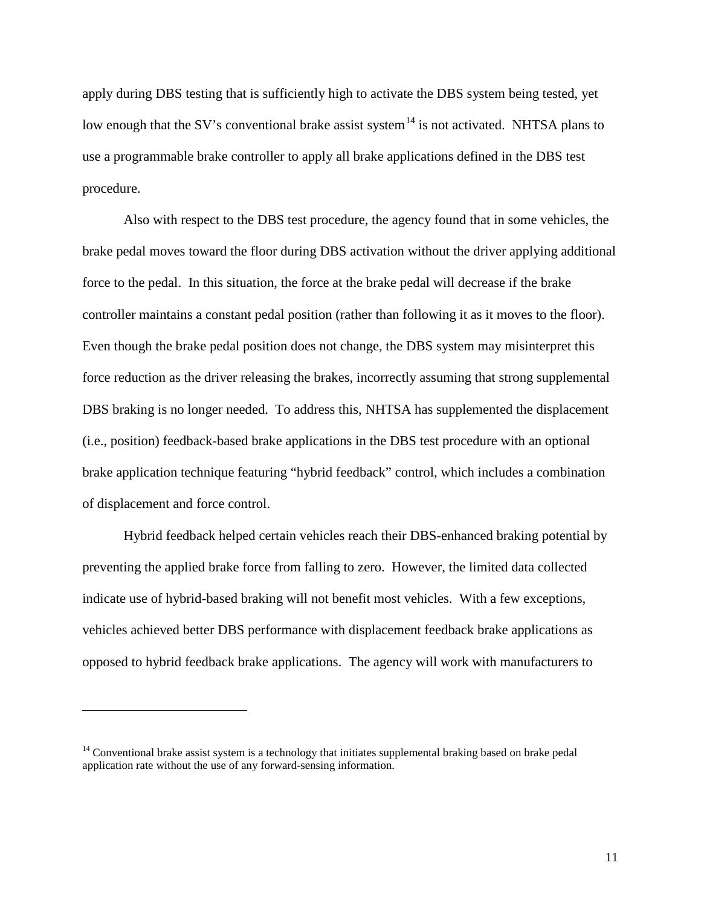apply during DBS testing that is sufficiently high to activate the DBS system being tested, yet low enough that the SV's conventional brake assist system[14] is not activated. NHTSA plans to use a programmable brake controller to apply all brake applications defined in the DBS test procedure.

Also with respect to the DBS test procedure, the agency found that in some vehicles, the brake pedal moves toward the floor during DBS activation without the driver applying additional force to the pedal. In this situation, the force at the brake pedal will decrease if the brake controller maintains a constant pedal position (rather than following it as it moves to the floor). Even though the brake pedal position does not change, the DBS system may misinterpret this force reduction as the driver releasing the brakes, incorrectly assuming that strong supplemental DBS braking is no longer needed. To address this, NHTSA has supplemented the displacement (i.e., position) feedback-based brake applications in the DBS test procedure with an optional brake application technique featuring "hybrid feedback" control, which includes a combination of displacement and force control.

Hybrid feedback helped certain vehicles reach their DBS-enhanced braking potential by preventing the applied brake force from falling to zero. However, the limited data collected indicate use of hybrid-based braking will not benefit most vehicles. With a few exceptions, vehicles achieved better DBS performance with displacement feedback brake applications as opposed to hybrid feedback brake applications. The agency will work with manufacturers to

---

[14] Conventional brake assist system is a technology that initiates supplemental braking based on brake pedal application rate without the use of any forward-sensing information.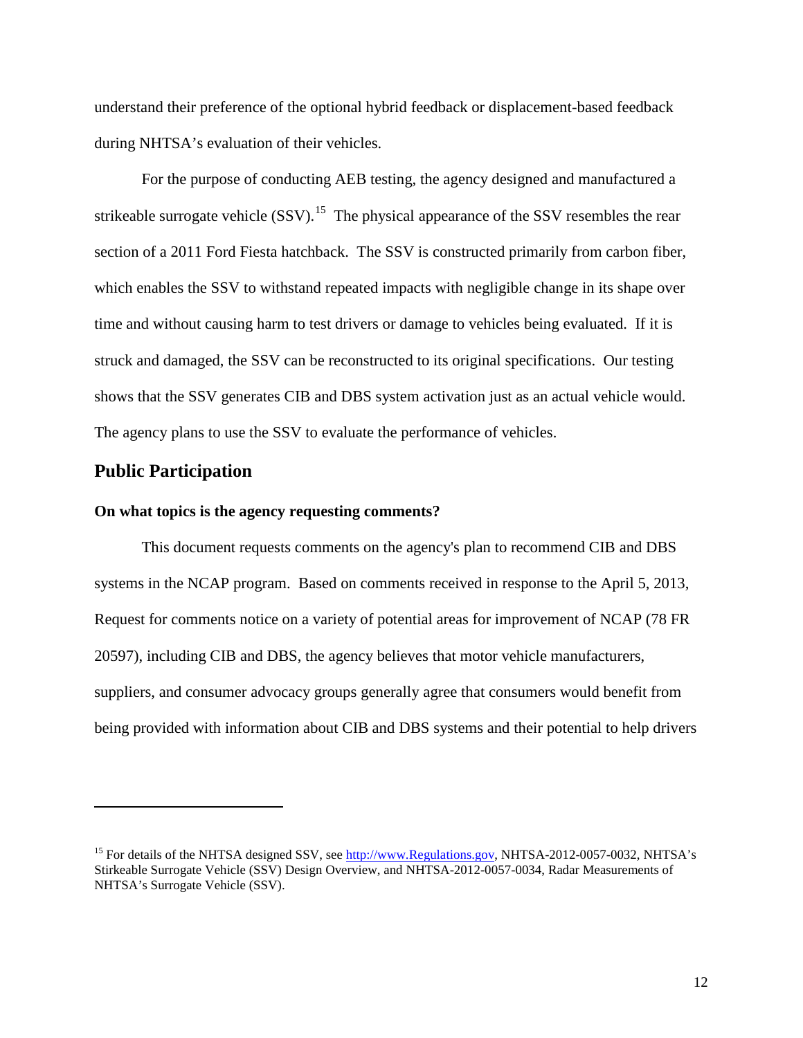understand their preference of the optional hybrid feedback or displacement-based feedback during NHTSA's evaluation of their vehicles.

For the purpose of conducting AEB testing, the agency designed and manufactured a strikeable surrogate vehicle (SSV).[15] The physical appearance of the SSV resembles the rear section of a 2011 Ford Fiesta hatchback. The SSV is constructed primarily from carbon fiber, which enables the SSV to withstand repeated impacts with negligible change in its shape over time and without causing harm to test drivers or damage to vehicles being evaluated. If it is struck and damaged, the SSV can be reconstructed to its original specifications. Our testing shows that the SSV generates CIB and DBS system activation just as an actual vehicle would. The agency plans to use the SSV to evaluate the performance of vehicles.

## Public Participation

### On what topics is the agency requesting comments?

This document requests comments on the agency's plan to recommend CIB and DBS systems in the NCAP program. Based on comments received in response to the April 5, 2013, Request for comments notice on a variety of potential areas for improvement of NCAP (78 FR 20597), including CIB and DBS, the agency believes that motor vehicle manufacturers, suppliers, and consumer advocacy groups generally agree that consumers would benefit from being provided with information about CIB and DBS systems and their potential to help drivers

---

[15] For details of the NHTSA designed SSV, see http://www.Regulations.gov, NHTSA-2012-0057-0032, NHTSA's Stirkeable Surrogate Vehicle (SSV) Design Overview, and NHTSA-2012-0057-0034, Radar Measurements of NHTSA's Surrogate Vehicle (SSV).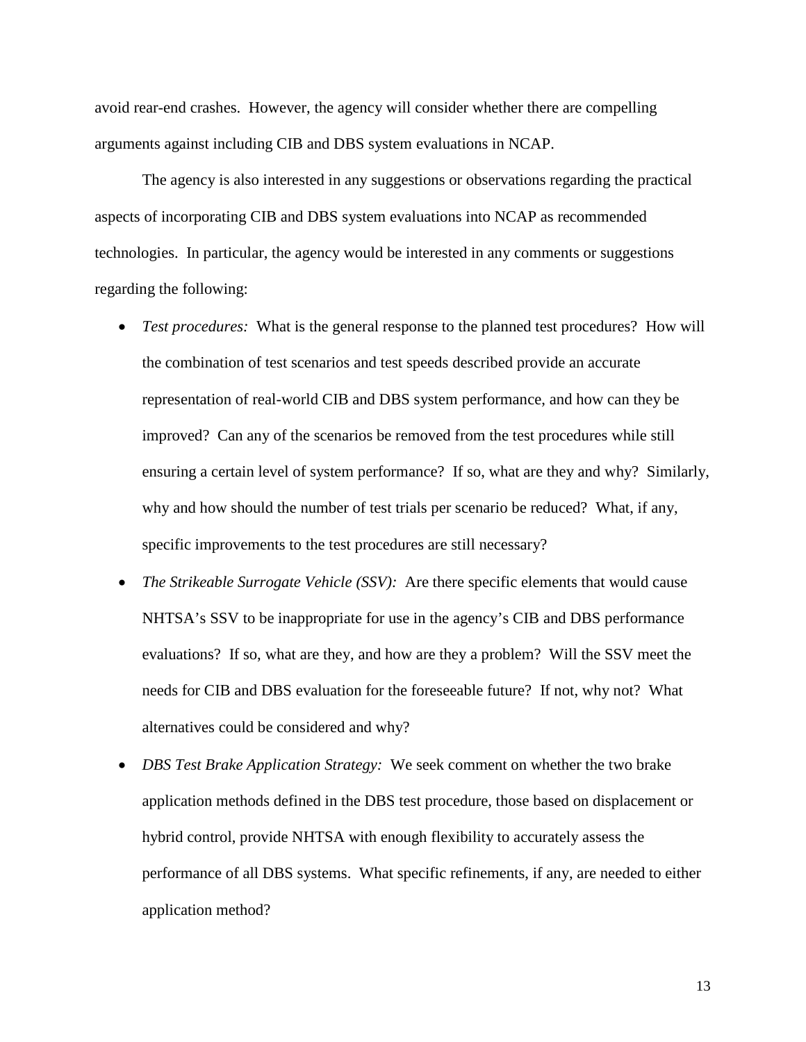avoid rear-end crashes. However, the agency will consider whether there are compelling arguments against including CIB and DBS system evaluations in NCAP.

The agency is also interested in any suggestions or observations regarding the practical aspects of incorporating CIB and DBS system evaluations into NCAP as recommended technologies. In particular, the agency would be interested in any comments or suggestions regarding the following:

- *Test procedures:* What is the general response to the planned test procedures? How will the combination of test scenarios and test speeds described provide an accurate representation of real-world CIB and DBS system performance, and how can they be improved? Can any of the scenarios be removed from the test procedures while still ensuring a certain level of system performance? If so, what are they and why? Similarly, why and how should the number of test trials per scenario be reduced? What, if any, specific improvements to the test procedures are still necessary?
- *The Strikeable Surrogate Vehicle (SSV):* Are there specific elements that would cause NHTSA's SSV to be inappropriate for use in the agency's CIB and DBS performance evaluations? If so, what are they, and how are they a problem? Will the SSV meet the needs for CIB and DBS evaluation for the foreseeable future? If not, why not? What alternatives could be considered and why?
- *DBS Test Brake Application Strategy:* We seek comment on whether the two brake application methods defined in the DBS test procedure, those based on displacement or hybrid control, provide NHTSA with enough flexibility to accurately assess the performance of all DBS systems. What specific refinements, if any, are needed to either application method?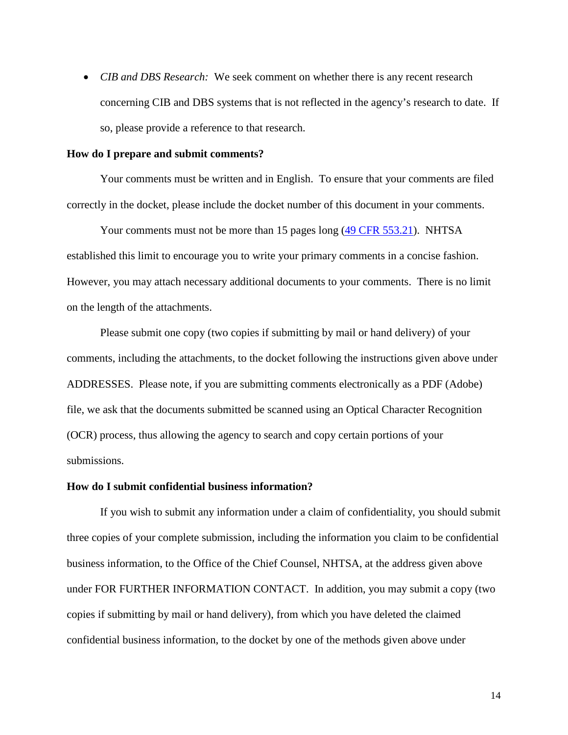- *CIB and DBS Research:* We seek comment on whether there is any recent research concerning CIB and DBS systems that is not reflected in the agency's research to date. If so, please provide a reference to that research.

**How do I prepare and submit comments?**

Your comments must be written and in English. To ensure that your comments are filed correctly in the docket, please include the docket number of this document in your comments.

Your comments must not be more than 15 pages long (49 CFR 553.21). NHTSA established this limit to encourage you to write your primary comments in a concise fashion. However, you may attach necessary additional documents to your comments. There is no limit on the length of the attachments.

Please submit one copy (two copies if submitting by mail or hand delivery) of your comments, including the attachments, to the docket following the instructions given above under ADDRESSES. Please note, if you are submitting comments electronically as a PDF (Adobe) file, we ask that the documents submitted be scanned using an Optical Character Recognition (OCR) process, thus allowing the agency to search and copy certain portions of your submissions.

**How do I submit confidential business information?**

If you wish to submit any information under a claim of confidentiality, you should submit three copies of your complete submission, including the information you claim to be confidential business information, to the Office of the Chief Counsel, NHTSA, at the address given above under FOR FURTHER INFORMATION CONTACT. In addition, you may submit a copy (two copies if submitting by mail or hand delivery), from which you have deleted the claimed confidential business information, to the docket by one of the methods given above under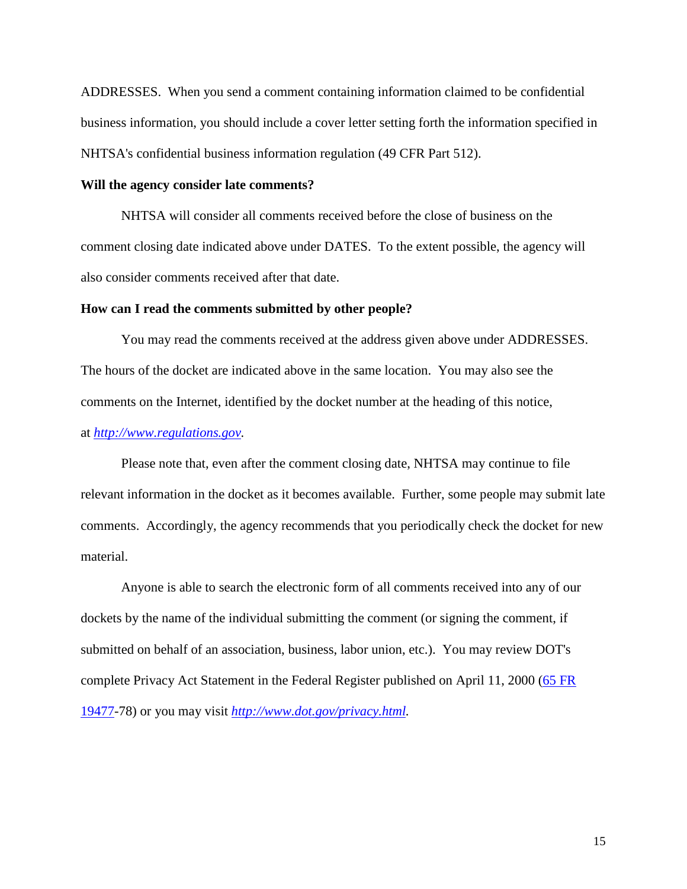ADDRESSES. When you send a comment containing information claimed to be confidential business information, you should include a cover letter setting forth the information specified in NHTSA's confidential business information regulation (49 CFR Part 512).

**Will the agency consider late comments?**

NHTSA will consider all comments received before the close of business on the comment closing date indicated above under DATES. To the extent possible, the agency will also consider comments received after that date.

**How can I read the comments submitted by other people?**

You may read the comments received at the address given above under ADDRESSES. The hours of the docket are indicated above in the same location. You may also see the comments on the Internet, identified by the docket number at the heading of this notice, at *[http://www.regulations.gov](http://www.regulations.gov)*.

Please note that, even after the comment closing date, NHTSA may continue to file relevant information in the docket as it becomes available. Further, some people may submit late comments. Accordingly, the agency recommends that you periodically check the docket for new material.

Anyone is able to search the electronic form of all comments received into any of our dockets by the name of the individual submitting the comment (or signing the comment, if submitted on behalf of an association, business, labor union, etc.). You may review DOT's complete Privacy Act Statement in the Federal Register published on April 11, 2000 (65 FR 19477-78) or you may visit *[http://www.dot.gov/privacy.html](http://www.dot.gov/privacy.html)*.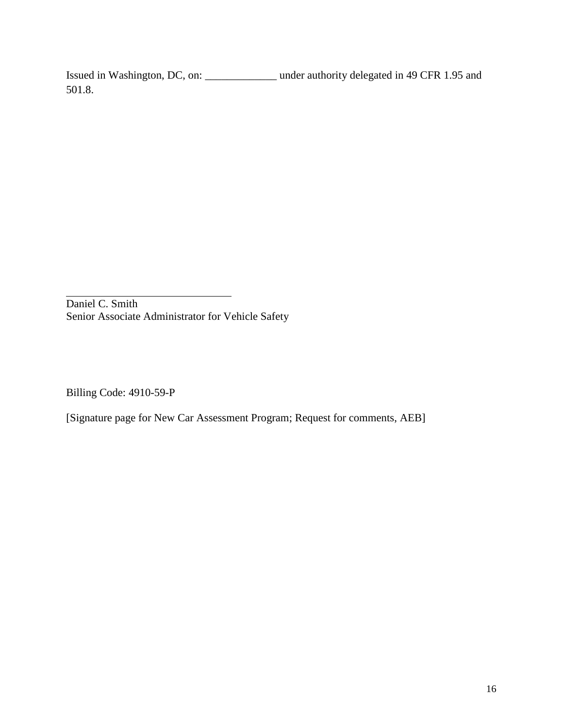Issued in Washington, DC, on: _____________ under authority delegated in 49 CFR 1.95 and 501.8.

\_\_\_\_\_\_\_\_\_\_\_\_\_\_\_\_\_\_\_\_\_\_\_\_\_\_\_\_\_\_\_\_

Daniel C. Smith
Senior Associate Administrator for Vehicle Safety

Billing Code: 4910-59-P

[Signature page for New Car Assessment Program; Request for comments, AEB]